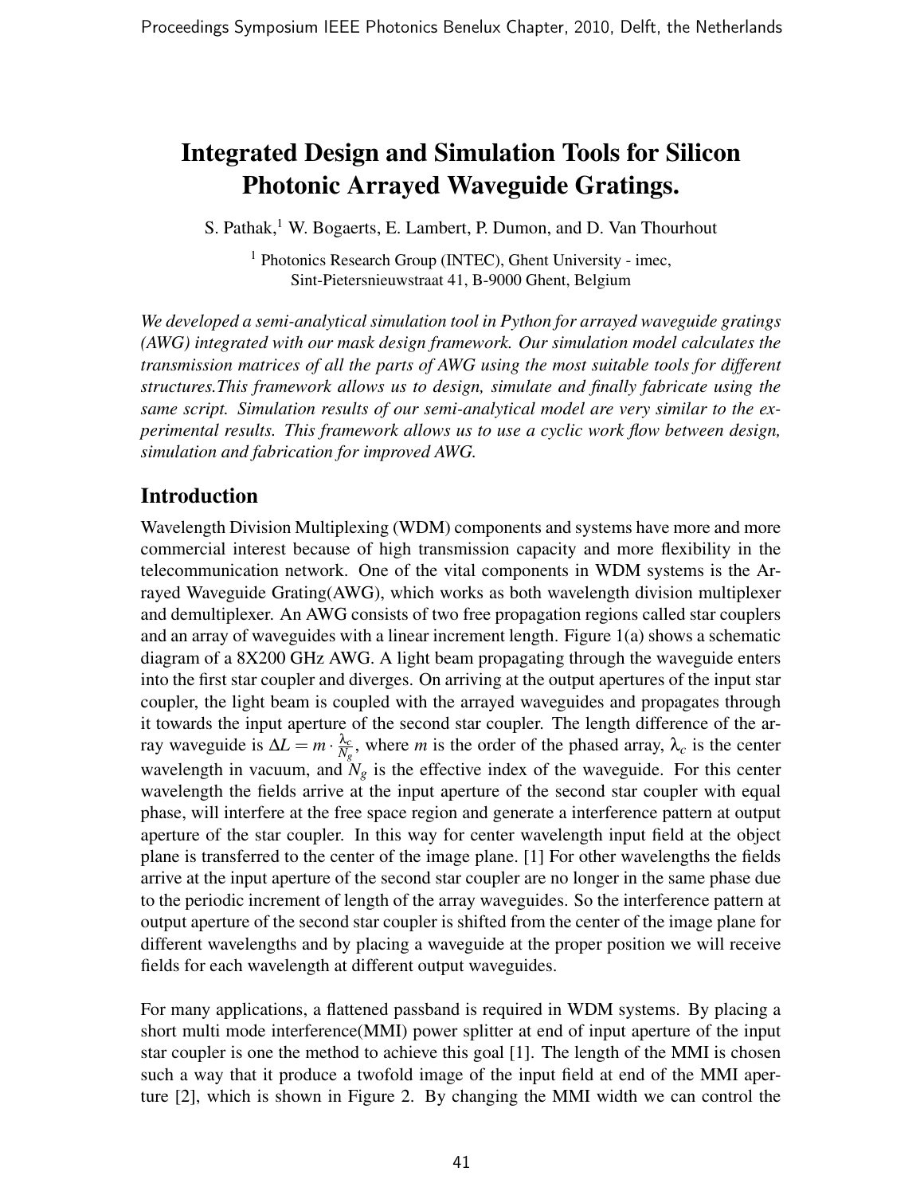# Integrated Design and Simulation Tools for Silicon Photonic Arrayed Waveguide Gratings.

S. Pathak,[1] W. Bogaerts, E. Lambert, P. Dumon, and D. Van Thourhout

[1] Photonics Research Group (INTEC), Ghent University - imec, Sint-Pietersnieuwstraat 41, B-9000 Ghent, Belgium

*We developed a semi-analytical simulation tool in Python for arrayed waveguide gratings (AWG) integrated with our mask design framework. Our simulation model calculates the transmission matrices of all the parts of AWG using the most suitable tools for different structures.This framework allows us to design, simulate and finally fabricate using the same script. Simulation results of our semi-analytical model are very similar to the experimental results. This framework allows us to use a cyclic work flow between design, simulation and fabrication for improved AWG.*

## Introduction

Wavelength Division Multiplexing (WDM) components and systems have more and more commercial interest because of high transmission capacity and more flexibility in the telecommunication network. One of the vital components in WDM systems is the Arrayed Waveguide Grating(AWG), which works as both wavelength division multiplexer and demultiplexer. An AWG consists of two free propagation regions called star couplers and an array of waveguides with a linear increment length. Figure 1(a) shows a schematic diagram of a 8X200 GHz AWG. A light beam propagating through the waveguide enters into the first star coupler and diverges. On arriving at the output apertures of the input star coupler, the light beam is coupled with the arrayed waveguides and propagates through it towards the input aperture of the second star coupler. The length difference of the array waveguide is $\Delta L = m \cdot \frac{\lambda_c}{N_g}$, where $m$ is the order of the phased array, $\lambda_c$ is the center wavelength in vacuum, and $N_g$ is the effective index of the waveguide. For this center wavelength the fields arrive at the input aperture of the second star coupler with equal phase, will interfere at the free space region and generate a interference pattern at output aperture of the star coupler. In this way for center wavelength input field at the object plane is transferred to the center of the image plane. [1] For other wavelengths the fields arrive at the input aperture of the second star coupler are no longer in the same phase due to the periodic increment of length of the array waveguides. So the interference pattern at output aperture of the second star coupler is shifted from the center of the image plane for different wavelengths and by placing a waveguide at the proper position we will receive fields for each wavelength at different output waveguides.

For many applications, a flattened passband is required in WDM systems. By placing a short multi mode interference(MMI) power splitter at end of input aperture of the input star coupler is one the method to achieve this goal [1]. The length of the MMI is chosen such a way that it produce a twofold image of the input field at end of the MMI aperture [2], which is shown in Figure 2. By changing the MMI width we can control the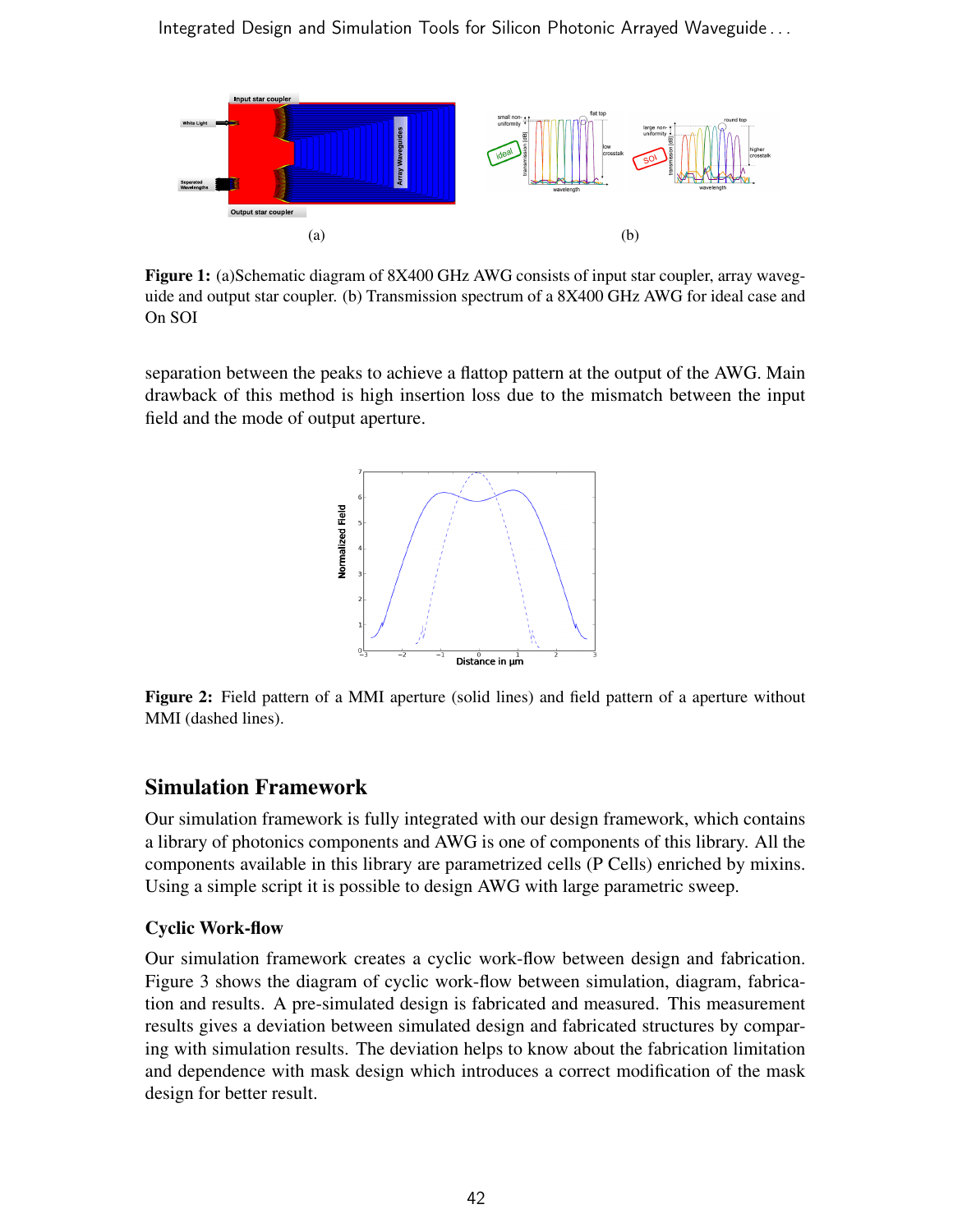(a)

(b)

**Figure 1:** (a)Schematic diagram of 8X400 GHz AWG consists of input star coupler, array waveguide and output star coupler. (b) Transmission spectrum of a 8X400 GHz AWG for ideal case and On SOI

separation between the peaks to achieve a flattop pattern at the output of the AWG. Main drawback of this method is high insertion loss due to the mismatch between the input field and the mode of output aperture.

**Figure 2:** Field pattern of a MMI aperture (solid lines) and field pattern of a aperture without MMI (dashed lines).

## Simulation Framework

Our simulation framework is fully integrated with our design framework, which contains a library of photonics components and AWG is one of components of this library. All the components available in this library are parametrized cells (P Cells) enriched by mixins. Using a simple script it is possible to design AWG with large parametric sweep.

### Cyclic Work-flow

Our simulation framework creates a cyclic work-flow between design and fabrication. Figure 3 shows the diagram of cyclic work-flow between simulation, diagram, fabrication and results. A pre-simulated design is fabricated and measured. This measurement results gives a deviation between simulated design and fabricated structures by comparing with simulation results. The deviation helps to know about the fabrication limitation and dependence with mask design which introduces a correct modification of the mask design for better result.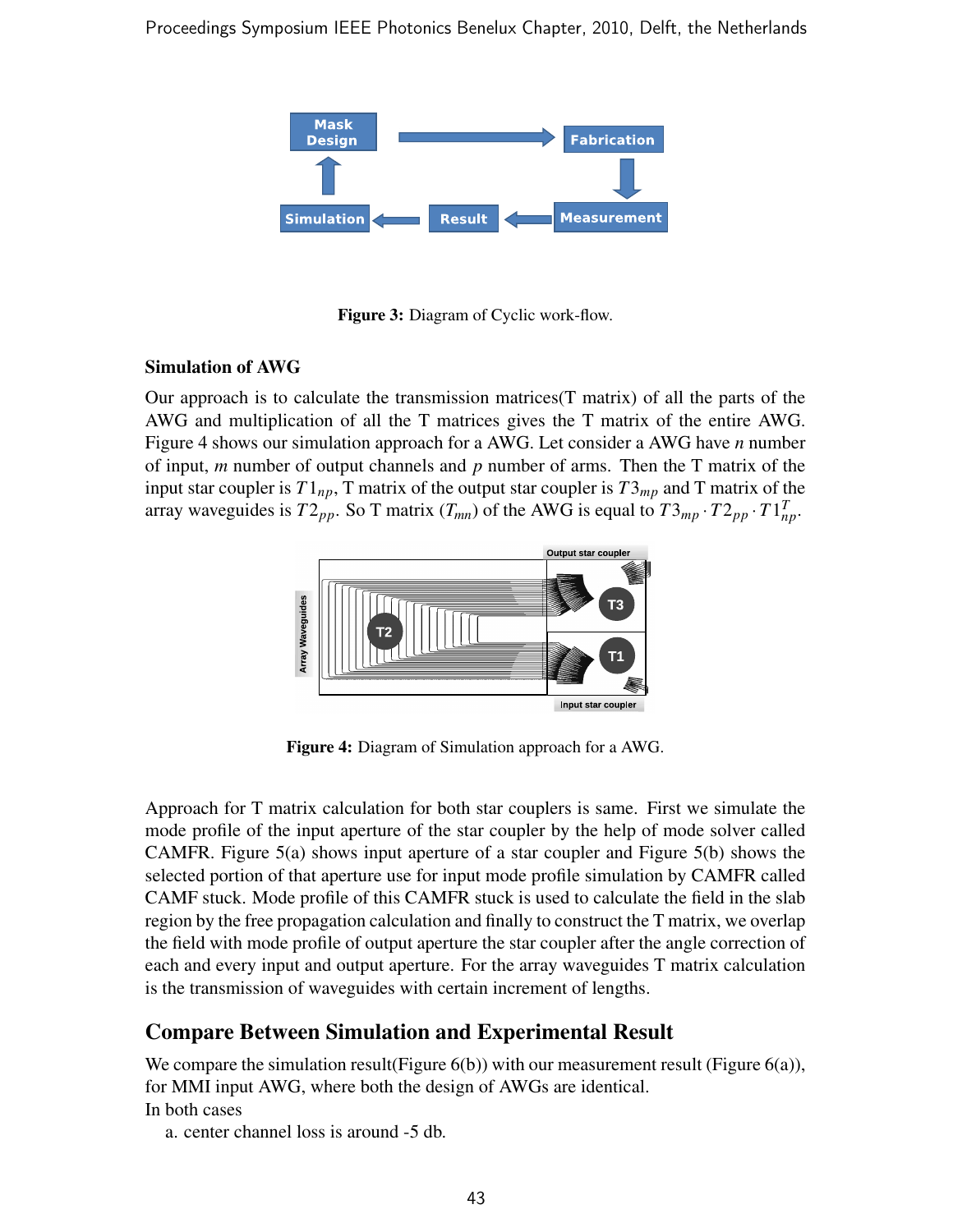**Figure 3:** Diagram of Cyclic work-flow.

### Simulation of AWG

Our approach is to calculate the transmission matrices(T matrix) of all the parts of the AWG and multiplication of all the T matrices gives the T matrix of the entire AWG. Figure 4 shows our simulation approach for a AWG. Let consider a AWG have $n$ number of input, $m$ number of output channels and $p$ number of arms. Then the T matrix of the input star coupler is $T1_{np}$, T matrix of the output star coupler is $T3_{mp}$ and T matrix of the array waveguides is $T2_{pp}$. So T matrix ($T_{mn}$) of the AWG is equal to $T3_{mp} \cdot T2_{pp} \cdot T1^{T}_{np}$.

**Figure 4:** Diagram of Simulation approach for a AWG.

Approach for T matrix calculation for both star couplers is same. First we simulate the mode profile of the input aperture of the star coupler by the help of mode solver called CAMFR. Figure 5(a) shows input aperture of a star coupler and Figure 5(b) shows the selected portion of that aperture use for input mode profile simulation by CAMFR called CAMF stuck. Mode profile of this CAMFR stuck is used to calculate the field in the slab region by the free propagation calculation and finally to construct the T matrix, we overlap the field with mode profile of output aperture the star coupler after the angle correction of each and every input and output aperture. For the array waveguides T matrix calculation is the transmission of waveguides with certain increment of lengths.

## Compare Between Simulation and Experimental Result

We compare the simulation result(Figure 6(b)) with our measurement result (Figure 6(a)), for MMI input AWG, where both the design of AWGs are identical.
In both cases

a. center channel loss is around -5 db.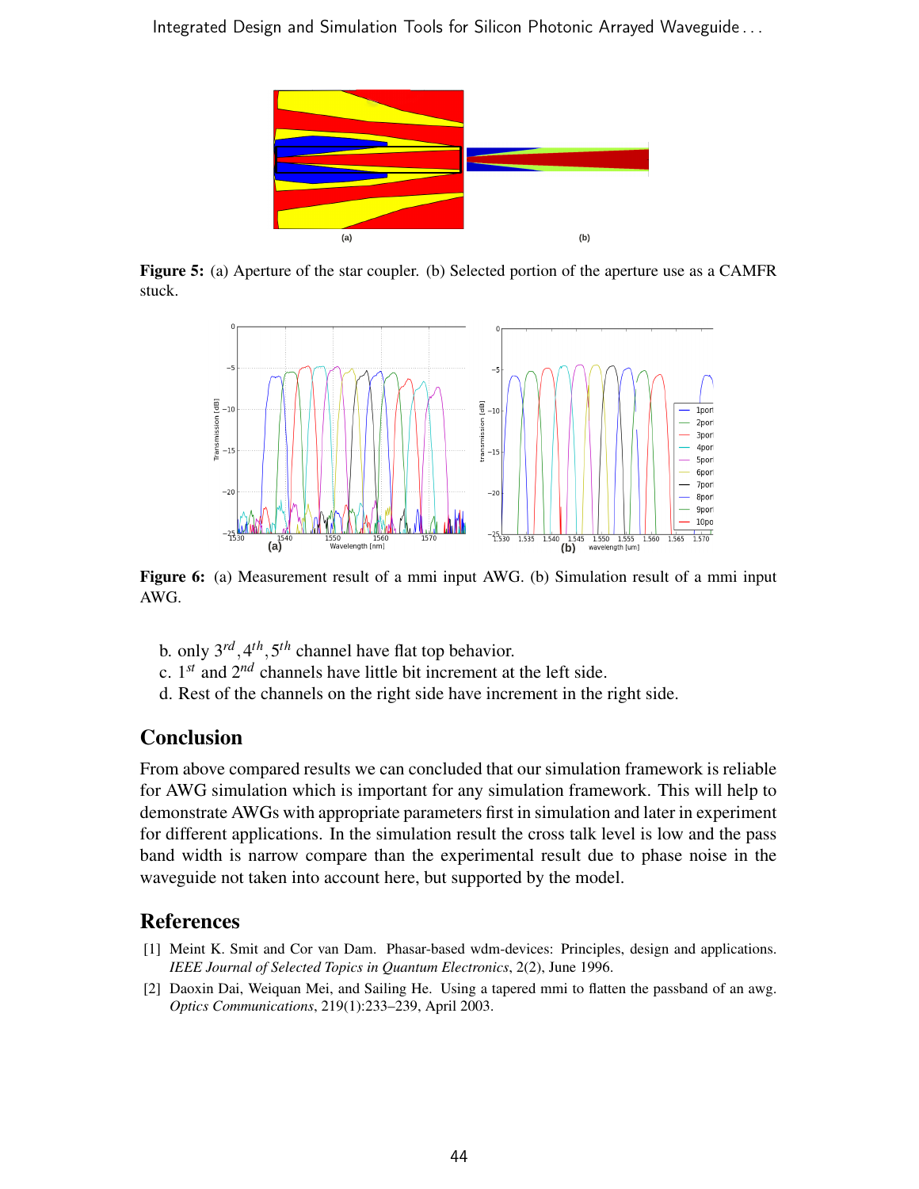(a)

(b)

**Figure 5:** (a) Aperture of the star coupler. (b) Selected portion of the aperture use as a CAMFR stuck.

0
−5
−10
−15
−20
−25
Transmission [dB]
1530
1540
1550
1560
1570
Wavelength [nm]
(a)

0
−5
−10
−15
−20
−25
transmission [dB]
1.530
1.535
1.540
1.545
1.550
1.555
1.560
1.565
1.570
wavelength [um]
(b)
1port
2port
3port
4port
5port
6port
7port
8port
9port
10po

**Figure 6:** (a) Measurement result of a mmi input AWG. (b) Simulation result of a mmi input AWG.

b. only $3^{rd}$, $4^{th}$, $5^{th}$ channel have flat top behavior.
c. $1^{st}$ and $2^{nd}$ channels have little bit increment at the left side.
d. Rest of the channels on the right side have increment in the right side.

## Conclusion

From above compared results we can concluded that our simulation framework is reliable for AWG simulation which is important for any simulation framework. This will help to demonstrate AWGs with appropriate parameters first in simulation and later in experiment for different applications. In the simulation result the cross talk level is low and the pass band width is narrow compare than the experimental result due to phase noise in the waveguide not taken into account here, but supported by the model.

## References

[1] Meint K. Smit and Cor van Dam. Phasar-based wdm-devices: Principles, design and applications. *IEEE Journal of Selected Topics in Quantum Electronics*, 2(2), June 1996.

[2] Daoxin Dai, Weiquan Mei, and Sailing He. Using a tapered mmi to flatten the passband of an awg. *Optics Communications*, 219(1):233–239, April 2003.